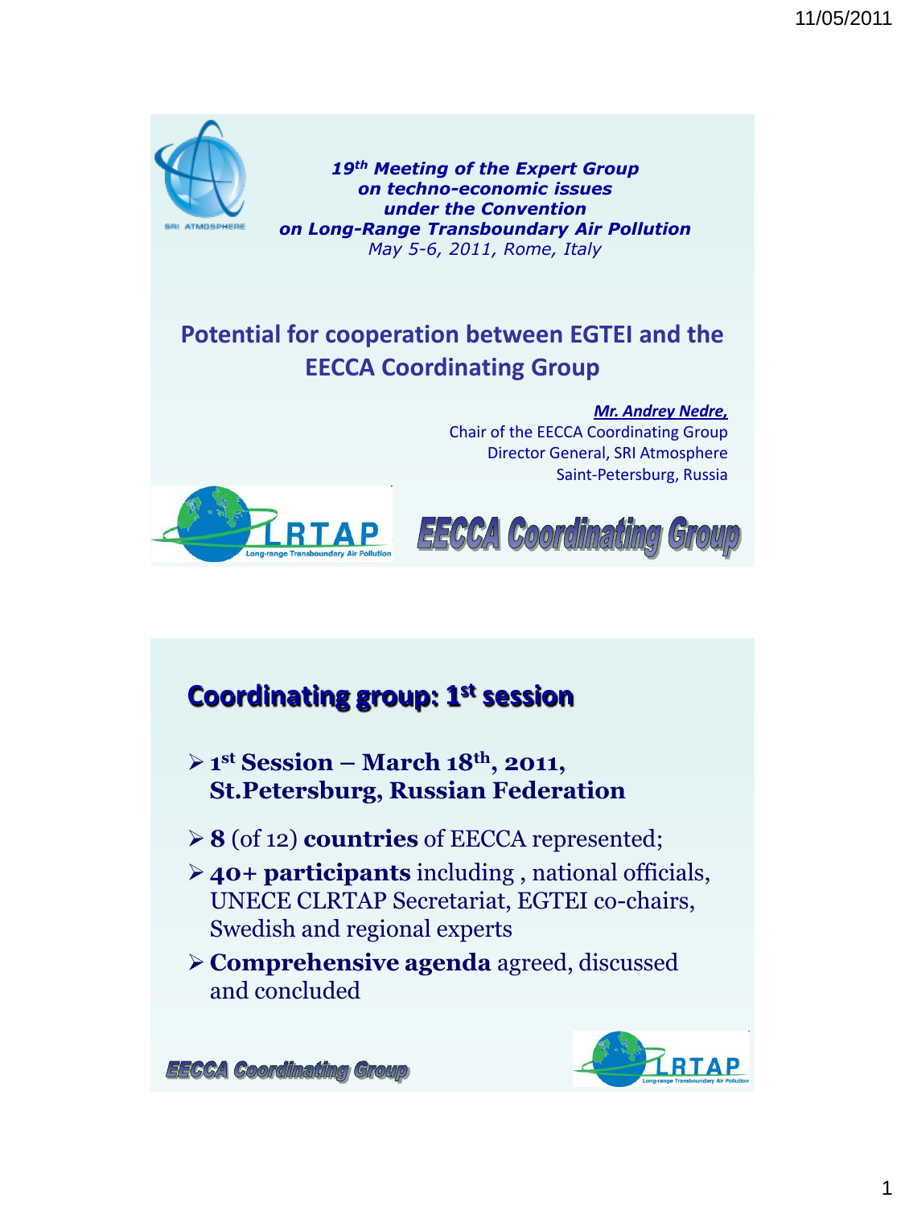*19th Meeting of the Expert Group on techno-economic issues under the Convention on Long-Range Transboundary Air Pollution*

*May 5-6, 2011, Rome, Italy*

# Potential for cooperation between EGTEI and the EECCA Coordinating Group

***Mr. Andrey Nedre,***
Chair of the EECCA Coordinating Group
Director General, SRI Atmosphere
Saint-Petersburg, Russia

LRTAP Long-range Transboundary Air Pollution

EECCA Coordinating Group

---

## Coordinating group: 1st session

- **1st Session – March 18th, 2011, St.Petersburg, Russian Federation**
- **8** (of 12) **countries** of EECCA represented;
- **40+ participants** including , national officials, UNECE CLRTAP Secretariat, EGTEI co-chairs, Swedish and regional experts
- **Comprehensive agenda** agreed, discussed and concluded

EECCA Coordinating Group

LRTAP Long-range Transboundary Air Pollution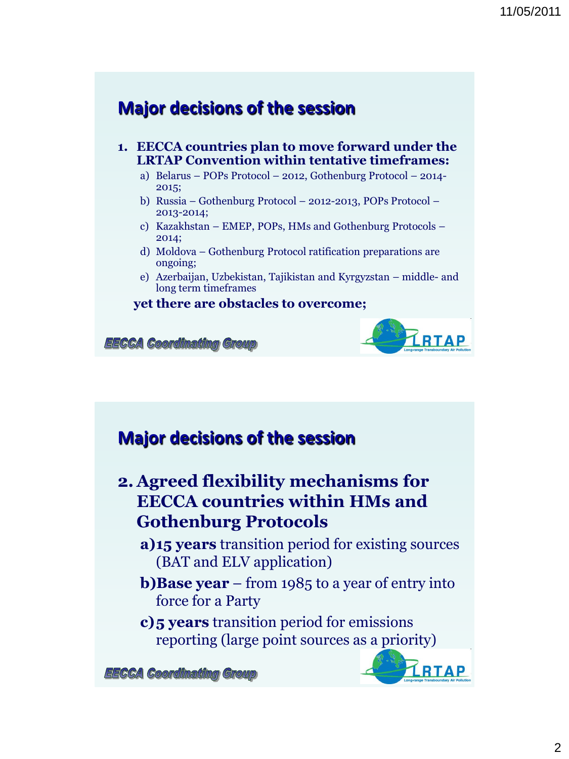## Major decisions of the session

1. **EECCA countries plan to move forward under the LRTAP Convention within tentative timeframes:**
   a) Belarus – POPs Protocol – 2012, Gothenburg Protocol – 2014-2015;
   b) Russia – Gothenburg Protocol – 2012-2013, POPs Protocol – 2013-2014;
   c) Kazakhstan – EMEP, POPs, HMs and Gothenburg Protocols – 2014;
   d) Moldova – Gothenburg Protocol ratification preparations are ongoing;
   e) Azerbaijan, Uzbekistan, Tajikistan and Kyrgyzstan – middle- and long term timeframes

   **yet there are obstacles to overcome;**

EECCA Coordinating Group

LRTAP Long-range Transboundary Air Pollution

## Major decisions of the session

2. **Agreed flexibility mechanisms for EECCA countries within HMs and Gothenburg Protocols**
   **a)** **15 years** transition period for existing sources (BAT and ELV application)
   **b)** **Base year** – from 1985 to a year of entry into force for a Party
   **c)** **5 years** transition period for emissions reporting (large point sources as a priority)

EECCA Coordinating Group

LRTAP Long-range Transboundary Air Pollution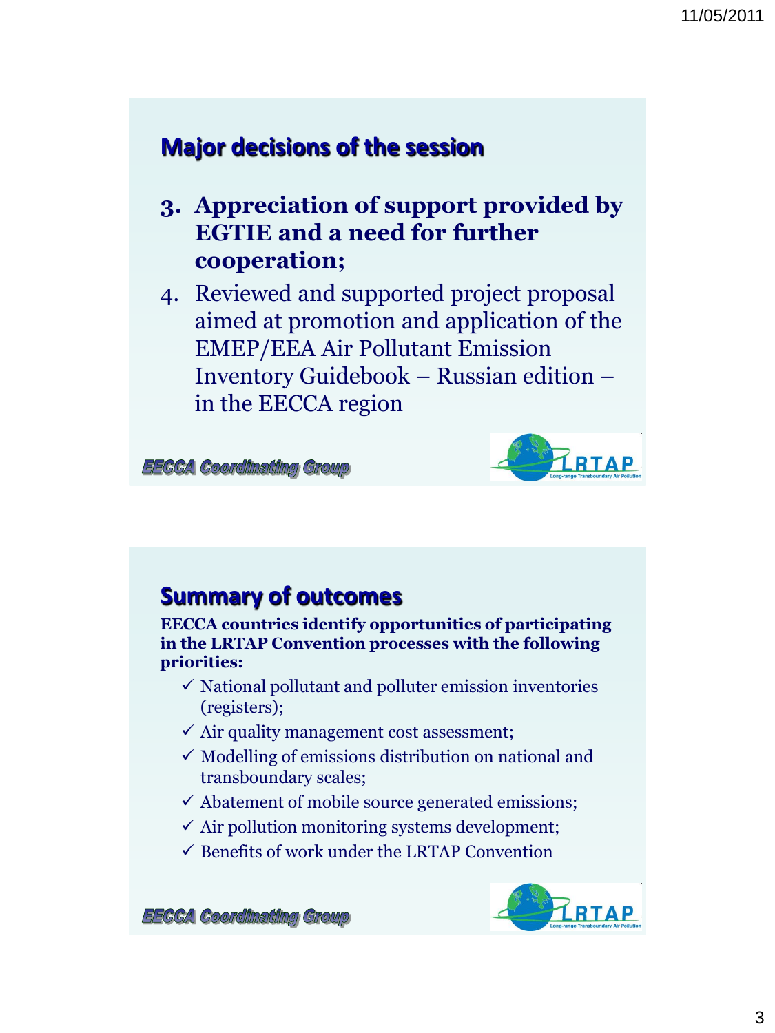## Major decisions of the session

3. **Appreciation of support provided by EGTIE and a need for further cooperation;**
4. Reviewed and supported project proposal aimed at promotion and application of the EMEP/EEA Air Pollutant Emission Inventory Guidebook – Russian edition – in the EECCA region

EECCA Coordinating Group

LRTAP Long-range Transboundary Air Pollution

## Summary of outcomes

**EECCA countries identify opportunities of participating in the LRTAP Convention processes with the following priorities:**

- ✓ National pollutant and polluter emission inventories (registers);
- ✓ Air quality management cost assessment;
- ✓ Modelling of emissions distribution on national and transboundary scales;
- ✓ Abatement of mobile source generated emissions;
- ✓ Air pollution monitoring systems development;
- ✓ Benefits of work under the LRTAP Convention

EECCA Coordinating Group

LRTAP Long-range Transboundary Air Pollution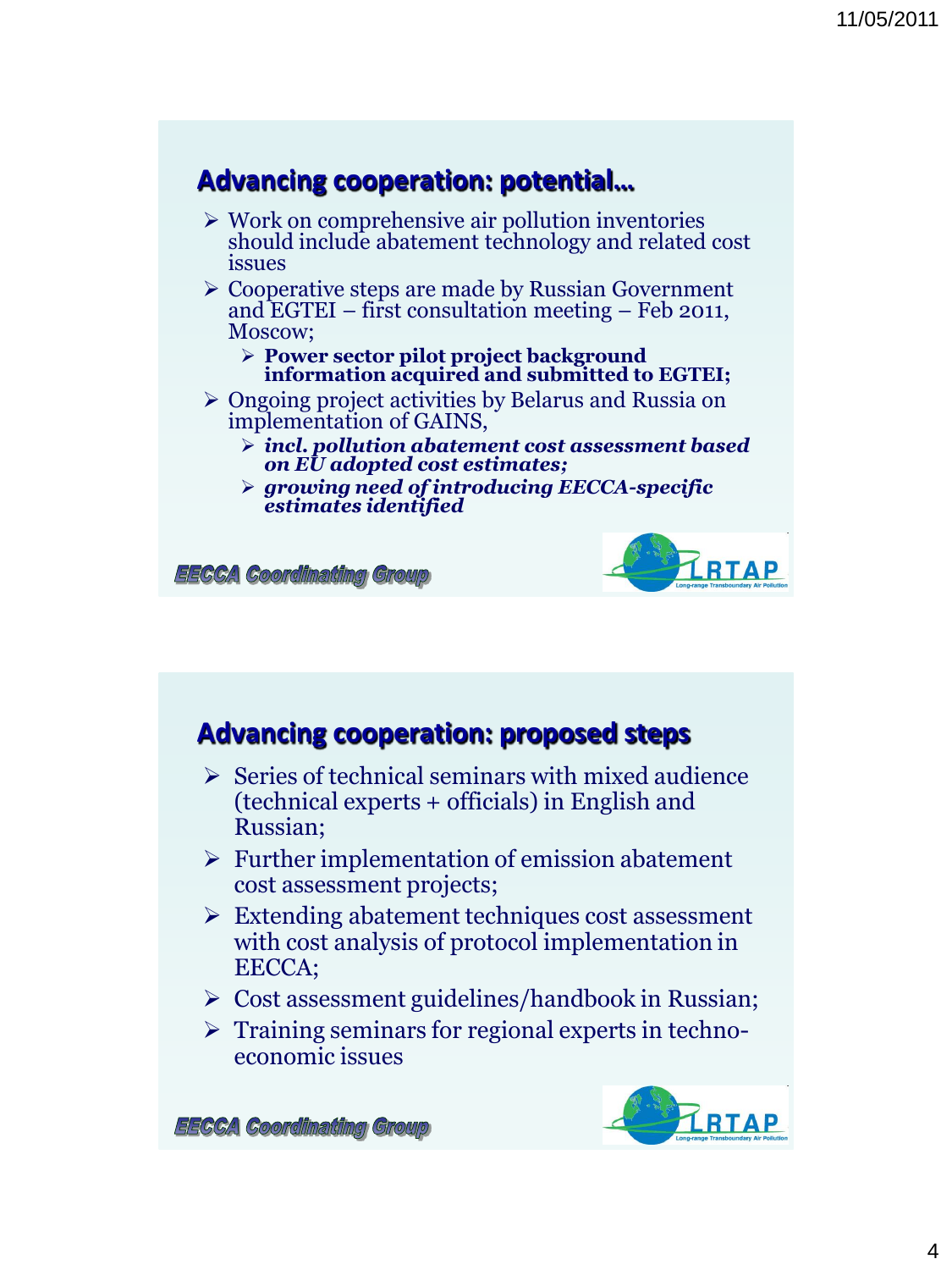## Advancing cooperation: potential…

- Work on comprehensive air pollution inventories should include abatement technology and related cost issues
- Cooperative steps are made by Russian Government and EGTEI – first consultation meeting – Feb 2011, Moscow;
  - **Power sector pilot project background information acquired and submitted to EGTEI;**
- Ongoing project activities by Belarus and Russia on implementation of GAINS,
  - ***incl. pollution abatement cost assessment based on EU adopted cost estimates;***
  - ***growing need of introducing EECCA-specific estimates identified***

EECCA Coordinating Group

LRTAP Long-range Transboundary Air Pollution

## Advancing cooperation: proposed steps

- Series of technical seminars with mixed audience (technical experts + officials) in English and Russian;
- Further implementation of emission abatement cost assessment projects;
- Extending abatement techniques cost assessment with cost analysis of protocol implementation in EECCA;
- Cost assessment guidelines/handbook in Russian;
- Training seminars for regional experts in techno-economic issues

EECCA Coordinating Group

LRTAP Long-range Transboundary Air Pollution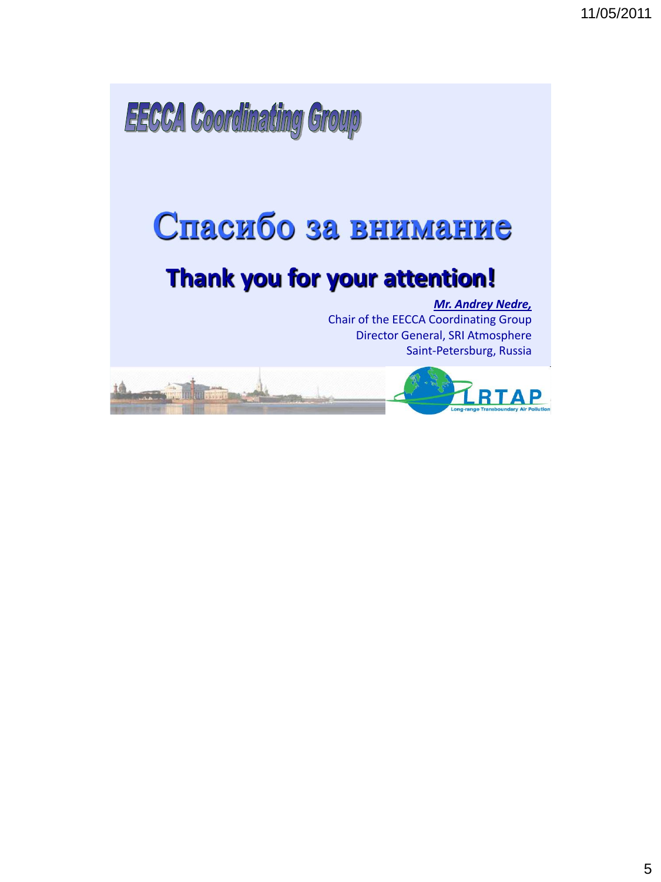# EECCA Coordinating Group

# Спасибо за внимание

## Thank you for your attention!

***Mr. Andrey Nedre,***
Chair of the EECCA Coordinating Group
Director General, SRI Atmosphere
Saint-Petersburg, Russia

LRTAP
Long-range Transboundary Air Pollution